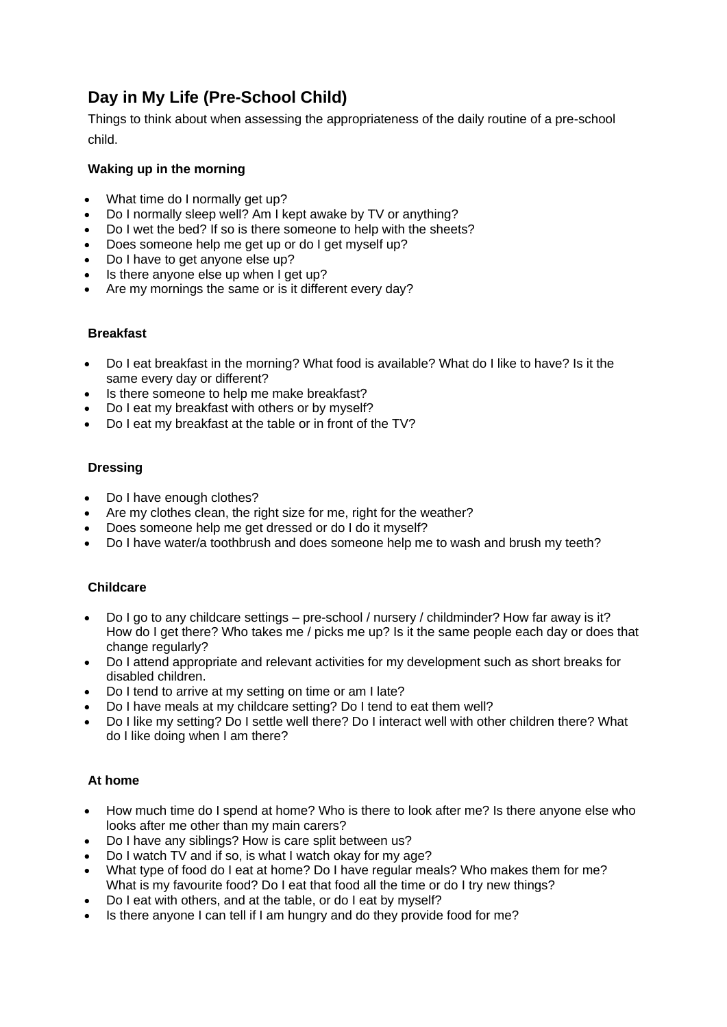# Day in My Life (Pre-School Child)

Things to think about when assessing the appropriateness of the daily routine of a pre-school child.

### Waking up in the morning

- What time do I normally get up?
- Do I normally sleep well? Am I kept awake by TV or anything?
- Do I wet the bed? If so is there someone to help with the sheets?
- Does someone help me get up or do I get myself up?
- Do I have to get anyone else up?
- Is there anyone else up when I get up?
- Are my mornings the same or is it different every day?

### Breakfast

- Do I eat breakfast in the morning? What food is available? What do I like to have? Is it the same every day or different?
- Is there someone to help me make breakfast?
- Do I eat my breakfast with others or by myself?
- Do I eat my breakfast at the table or in front of the TV?

### Dressing

- Do I have enough clothes?
- Are my clothes clean, the right size for me, right for the weather?
- Does someone help me get dressed or do I do it myself?
- Do I have water/a toothbrush and does someone help me to wash and brush my teeth?

### Childcare

- Do I go to any childcare settings – pre-school / nursery / childminder? How far away is it? How do I get there? Who takes me / picks me up? Is it the same people each day or does that change regularly?
- Do I attend appropriate and relevant activities for my development such as short breaks for disabled children.
- Do I tend to arrive at my setting on time or am I late?
- Do I have meals at my childcare setting? Do I tend to eat them well?
- Do I like my setting? Do I settle well there? Do I interact well with other children there? What do I like doing when I am there?

### At home

- How much time do I spend at home? Who is there to look after me? Is there anyone else who looks after me other than my main carers?
- Do I have any siblings? How is care split between us?
- Do I watch TV and if so, is what I watch okay for my age?
- What type of food do I eat at home? Do I have regular meals? Who makes them for me? What is my favourite food? Do I eat that food all the time or do I try new things?
- Do I eat with others, and at the table, or do I eat by myself?
- Is there anyone I can tell if I am hungry and do they provide food for me?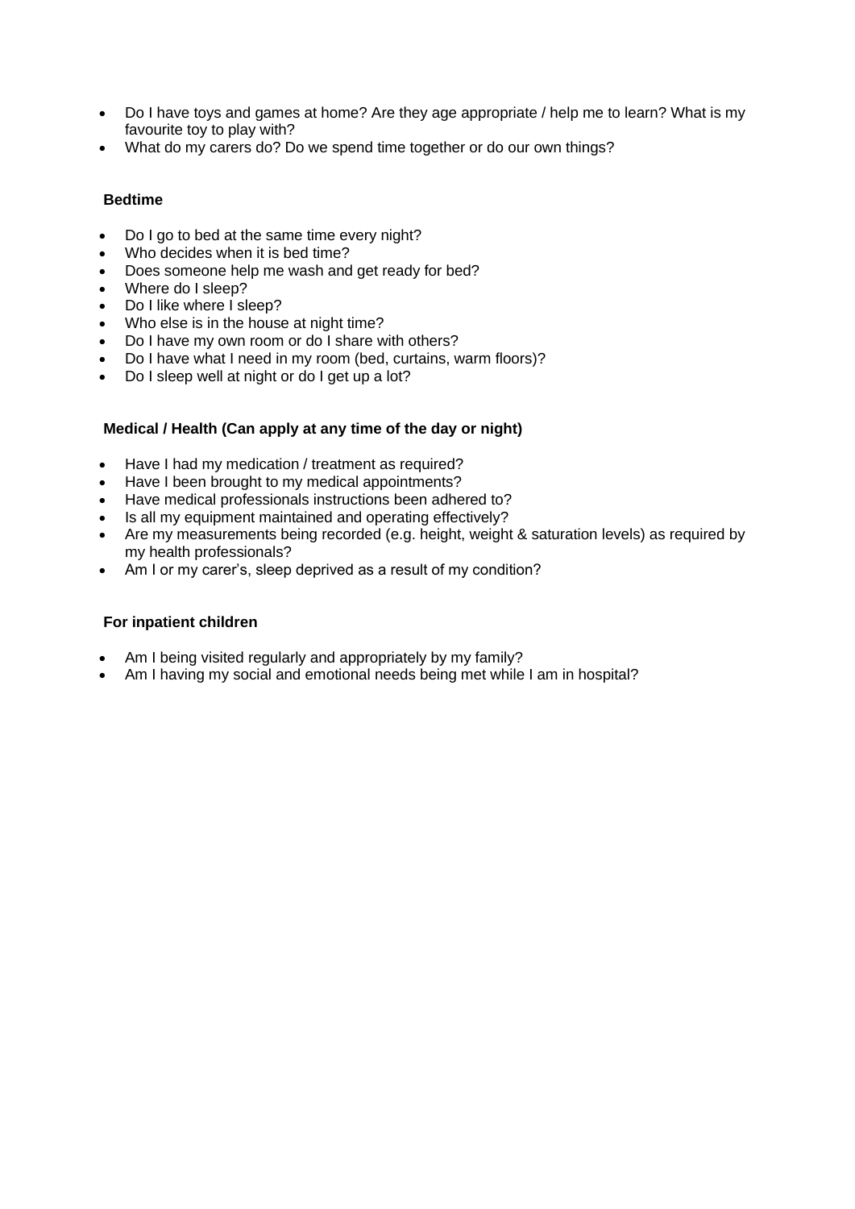- Do I have toys and games at home? Are they age appropriate / help me to learn? What is my favourite toy to play with?
- What do my carers do? Do we spend time together or do our own things?

**Bedtime**

- Do I go to bed at the same time every night?
- Who decides when it is bed time?
- Does someone help me wash and get ready for bed?
- Where do I sleep?
- Do I like where I sleep?
- Who else is in the house at night time?
- Do I have my own room or do I share with others?
- Do I have what I need in my room (bed, curtains, warm floors)?
- Do I sleep well at night or do I get up a lot?

**Medical / Health (Can apply at any time of the day or night)**

- Have I had my medication / treatment as required?
- Have I been brought to my medical appointments?
- Have medical professionals instructions been adhered to?
- Is all my equipment maintained and operating effectively?
- Are my measurements being recorded (e.g. height, weight & saturation levels) as required by my health professionals?
- Am I or my carer's, sleep deprived as a result of my condition?

**For inpatient children**

- Am I being visited regularly and appropriately by my family?
- Am I having my social and emotional needs being met while I am in hospital?